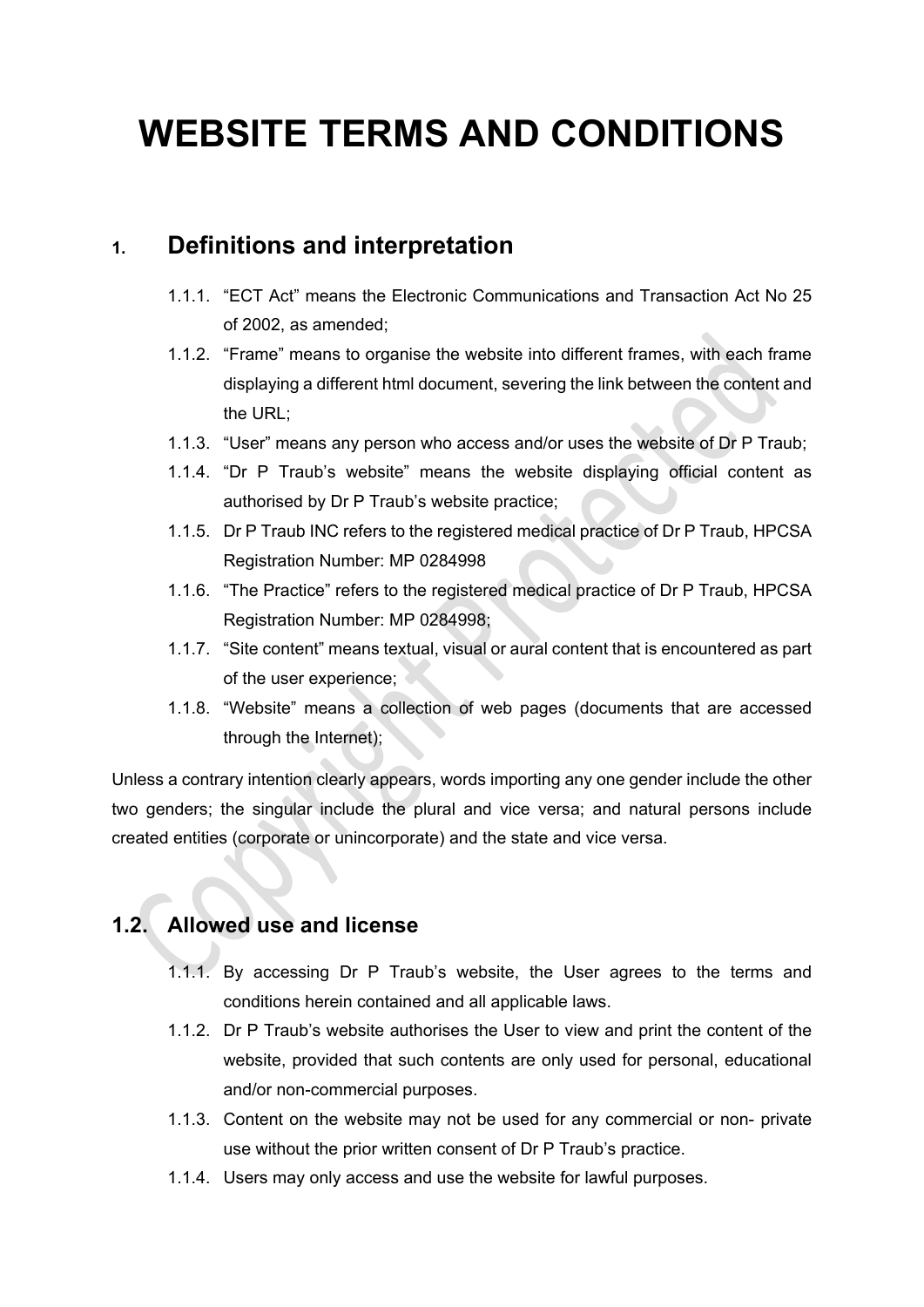# WEBSITE TERMS AND CONDITIONS

## 1. Definitions and interpretation

1.1.1. "ECT Act" means the Electronic Communications and Transaction Act No 25 of 2002, as amended;

1.1.2. "Frame" means to organise the website into different frames, with each frame displaying a different html document, severing the link between the content and the URL;

1.1.3. "User" means any person who access and/or uses the website of Dr P Traub;

1.1.4. "Dr P Traub's website" means the website displaying official content as authorised by Dr P Traub's website practice;

1.1.5. Dr P Traub INC refers to the registered medical practice of Dr P Traub, HPCSA Registration Number: MP 0284998

1.1.6. "The Practice" refers to the registered medical practice of Dr P Traub, HPCSA Registration Number: MP 0284998;

1.1.7. "Site content" means textual, visual or aural content that is encountered as part of the user experience;

1.1.8. "Website" means a collection of web pages (documents that are accessed through the Internet);

Unless a contrary intention clearly appears, words importing any one gender include the other two genders; the singular include the plural and vice versa; and natural persons include created entities (corporate or unincorporate) and the state and vice versa.

## 1.2. Allowed use and license

1.1.1. By accessing Dr P Traub's website, the User agrees to the terms and conditions herein contained and all applicable laws.

1.1.2. Dr P Traub's website authorises the User to view and print the content of the website, provided that such contents are only used for personal, educational and/or non-commercial purposes.

1.1.3. Content on the website may not be used for any commercial or non- private use without the prior written consent of Dr P Traub's practice.

1.1.4. Users may only access and use the website for lawful purposes.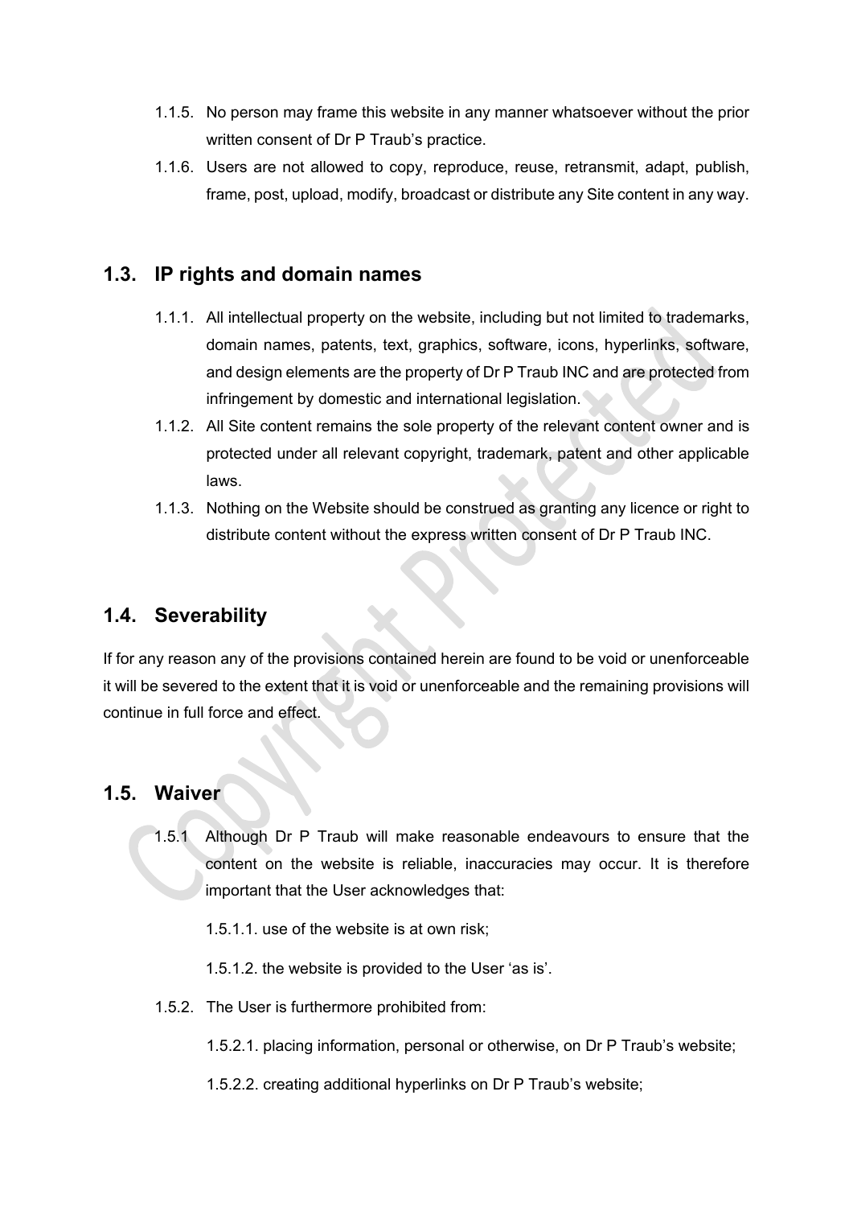1.1.5. No person may frame this website in any manner whatsoever without the prior written consent of Dr P Traub's practice.

1.1.6. Users are not allowed to copy, reproduce, reuse, retransmit, adapt, publish, frame, post, upload, modify, broadcast or distribute any Site content in any way.

## 1.3. IP rights and domain names

1.1.1. All intellectual property on the website, including but not limited to trademarks, domain names, patents, text, graphics, software, icons, hyperlinks, software, and design elements are the property of Dr P Traub INC and are protected from infringement by domestic and international legislation.

1.1.2. All Site content remains the sole property of the relevant content owner and is protected under all relevant copyright, trademark, patent and other applicable laws.

1.1.3. Nothing on the Website should be construed as granting any licence or right to distribute content without the express written consent of Dr P Traub INC.

## 1.4. Severability

If for any reason any of the provisions contained herein are found to be void or unenforceable it will be severed to the extent that it is void or unenforceable and the remaining provisions will continue in full force and effect.

## 1.5. Waiver

1.5.1 Although Dr P Traub will make reasonable endeavours to ensure that the content on the website is reliable, inaccuracies may occur. It is therefore important that the User acknowledges that:

1.5.1.1. use of the website is at own risk;

1.5.1.2. the website is provided to the User 'as is'.

1.5.2. The User is furthermore prohibited from:

1.5.2.1. placing information, personal or otherwise, on Dr P Traub's website;

1.5.2.2. creating additional hyperlinks on Dr P Traub's website;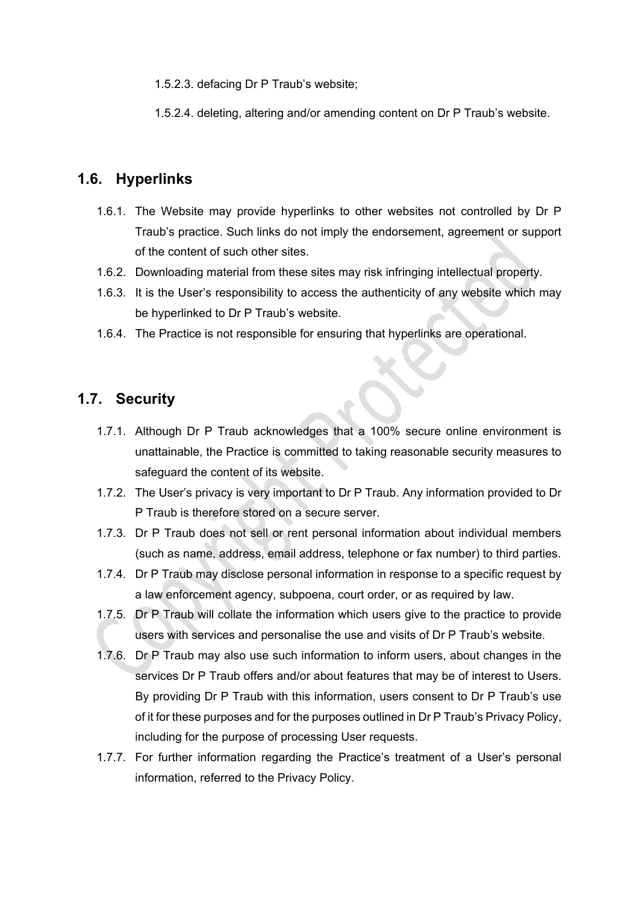1.5.2.3. defacing Dr P Traub's website;

1.5.2.4. deleting, altering and/or amending content on Dr P Traub's website.

## 1.6. Hyperlinks

1.6.1. The Website may provide hyperlinks to other websites not controlled by Dr P Traub's practice. Such links do not imply the endorsement, agreement or support of the content of such other sites.

1.6.2. Downloading material from these sites may risk infringing intellectual property.

1.6.3. It is the User's responsibility to access the authenticity of any website which may be hyperlinked to Dr P Traub's website.

1.6.4. The Practice is not responsible for ensuring that hyperlinks are operational.

## 1.7. Security

1.7.1. Although Dr P Traub acknowledges that a 100% secure online environment is unattainable, the Practice is committed to taking reasonable security measures to safeguard the content of its website.

1.7.2. The User's privacy is very important to Dr P Traub. Any information provided to Dr P Traub is therefore stored on a secure server.

1.7.3. Dr P Traub does not sell or rent personal information about individual members (such as name, address, email address, telephone or fax number) to third parties.

1.7.4. Dr P Traub may disclose personal information in response to a specific request by a law enforcement agency, subpoena, court order, or as required by law.

1.7.5. Dr P Traub will collate the information which users give to the practice to provide users with services and personalise the use and visits of Dr P Traub's website.

1.7.6. Dr P Traub may also use such information to inform users, about changes in the services Dr P Traub offers and/or about features that may be of interest to Users. By providing Dr P Traub with this information, users consent to Dr P Traub's use of it for these purposes and for the purposes outlined in Dr P Traub's Privacy Policy, including for the purpose of processing User requests.

1.7.7. For further information regarding the Practice's treatment of a User's personal information, referred to the Privacy Policy.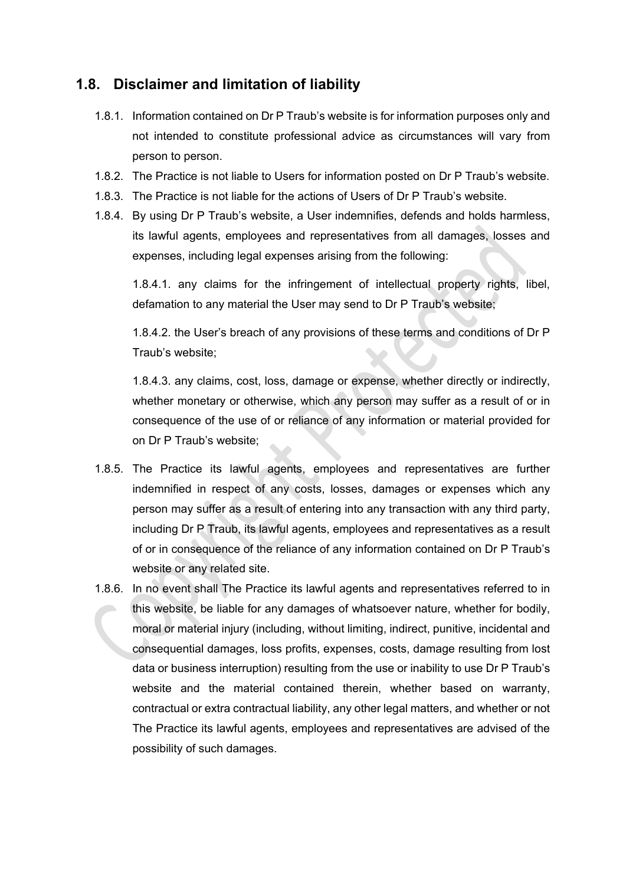## 1.8. Disclaimer and limitation of liability

1.8.1. Information contained on Dr P Traub's website is for information purposes only and not intended to constitute professional advice as circumstances will vary from person to person.

1.8.2. The Practice is not liable to Users for information posted on Dr P Traub's website.

1.8.3. The Practice is not liable for the actions of Users of Dr P Traub's website.

1.8.4. By using Dr P Traub's website, a User indemnifies, defends and holds harmless, its lawful agents, employees and representatives from all damages, losses and expenses, including legal expenses arising from the following:

1.8.4.1. any claims for the infringement of intellectual property rights, libel, defamation to any material the User may send to Dr P Traub's website;

1.8.4.2. the User's breach of any provisions of these terms and conditions of Dr P Traub's website;

1.8.4.3. any claims, cost, loss, damage or expense, whether directly or indirectly, whether monetary or otherwise, which any person may suffer as a result of or in consequence of the use of or reliance of any information or material provided for on Dr P Traub's website;

1.8.5. The Practice its lawful agents, employees and representatives are further indemnified in respect of any costs, losses, damages or expenses which any person may suffer as a result of entering into any transaction with any third party, including Dr P Traub, its lawful agents, employees and representatives as a result of or in consequence of the reliance of any information contained on Dr P Traub's website or any related site.

1.8.6. In no event shall The Practice its lawful agents and representatives referred to in this website, be liable for any damages of whatsoever nature, whether for bodily, moral or material injury (including, without limiting, indirect, punitive, incidental and consequential damages, loss profits, expenses, costs, damage resulting from lost data or business interruption) resulting from the use or inability to use Dr P Traub's website and the material contained therein, whether based on warranty, contractual or extra contractual liability, any other legal matters, and whether or not The Practice its lawful agents, employees and representatives are advised of the possibility of such damages.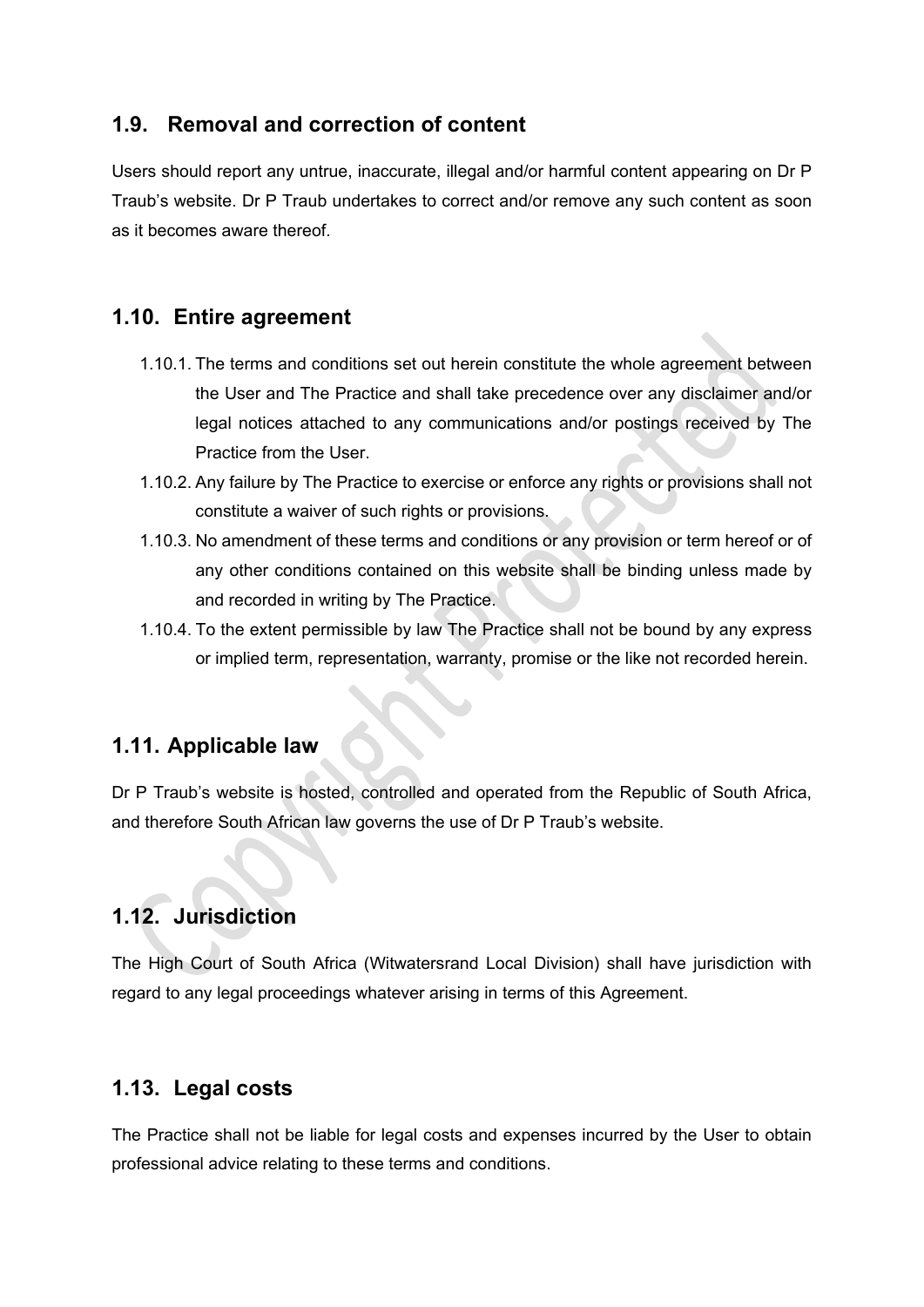## 1.9. Removal and correction of content

Users should report any untrue, inaccurate, illegal and/or harmful content appearing on Dr P Traub's website. Dr P Traub undertakes to correct and/or remove any such content as soon as it becomes aware thereof.

## 1.10. Entire agreement

1.10.1. The terms and conditions set out herein constitute the whole agreement between the User and The Practice and shall take precedence over any disclaimer and/or legal notices attached to any communications and/or postings received by The Practice from the User.

1.10.2. Any failure by The Practice to exercise or enforce any rights or provisions shall not constitute a waiver of such rights or provisions.

1.10.3. No amendment of these terms and conditions or any provision or term hereof or of any other conditions contained on this website shall be binding unless made by and recorded in writing by The Practice.

1.10.4. To the extent permissible by law The Practice shall not be bound by any express or implied term, representation, warranty, promise or the like not recorded herein.

## 1.11. Applicable law

Dr P Traub's website is hosted, controlled and operated from the Republic of South Africa, and therefore South African law governs the use of Dr P Traub's website.

## 1.12. Jurisdiction

The High Court of South Africa (Witwatersrand Local Division) shall have jurisdiction with regard to any legal proceedings whatever arising in terms of this Agreement.

## 1.13. Legal costs

The Practice shall not be liable for legal costs and expenses incurred by the User to obtain professional advice relating to these terms and conditions.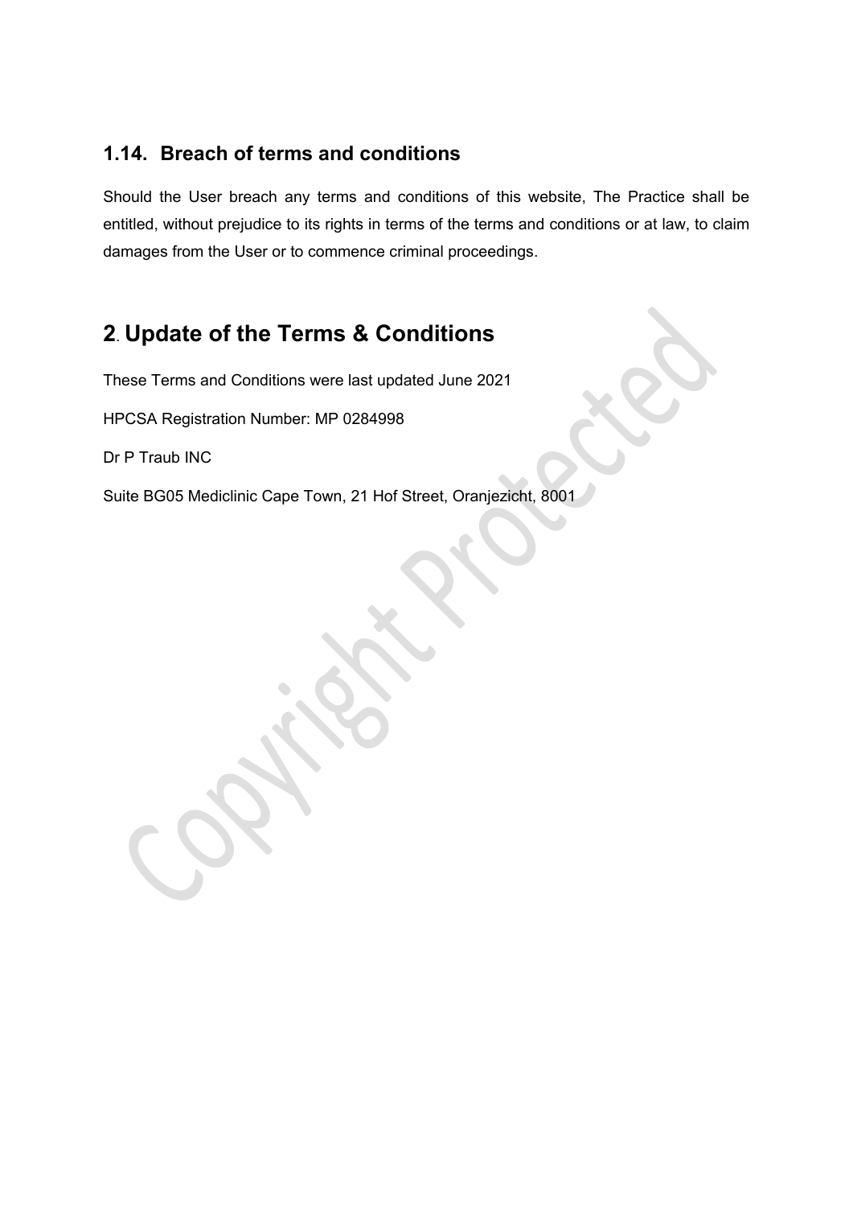### 1.14. Breach of terms and conditions

Should the User breach any terms and conditions of this website, The Practice shall be entitled, without prejudice to its rights in terms of the terms and conditions or at law, to claim damages from the User or to commence criminal proceedings.

## **2**. Update of the Terms & Conditions

These Terms and Conditions were last updated June 2021

HPCSA Registration Number: MP 0284998

Dr P Traub INC

Suite BG05 Mediclinic Cape Town, 21 Hof Street, Oranjezicht, 8001